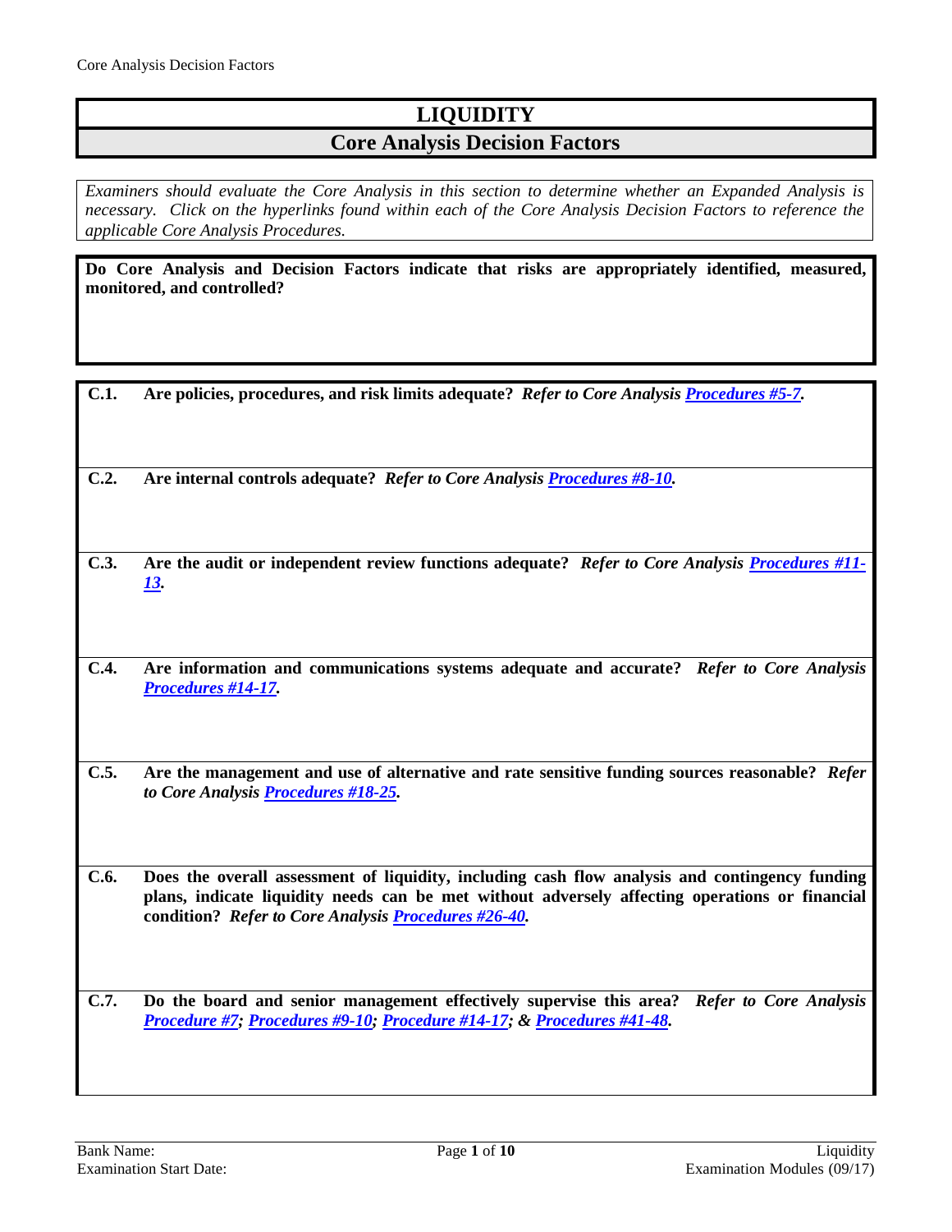# LIQUIDITY

## Core Analysis Decision Factors

*Examiners should evaluate the Core Analysis in this section to determine whether an Expanded Analysis is necessary. Click on the hyperlinks found within each of the Core Analysis Decision Factors to reference the applicable Core Analysis Procedures.*

**Do Core Analysis and Decision Factors indicate that risks are appropriately identified, measured, monitored, and controlled?**

**C.1. Are policies, procedures, and risk limits adequate?** ***Refer to Core Analysis Procedures #5-7.***

**C.2. Are internal controls adequate?** ***Refer to Core Analysis Procedures #8-10.***

**C.3. Are the audit or independent review functions adequate?** ***Refer to Core Analysis Procedures #11-13.***

**C.4. Are information and communications systems adequate and accurate?** ***Refer to Core Analysis Procedures #14-17.***

**C.5. Are the management and use of alternative and rate sensitive funding sources reasonable?** ***Refer to Core Analysis Procedures #18-25.***

**C.6. Does the overall assessment of liquidity, including cash flow analysis and contingency funding plans, indicate liquidity needs can be met without adversely affecting operations or financial condition?** ***Refer to Core Analysis Procedures #26-40.***

**C.7. Do the board and senior management effectively supervise this area?** ***Refer to Core Analysis Procedure #7; Procedures #9-10; Procedure #14-17; & Procedures #41-48.***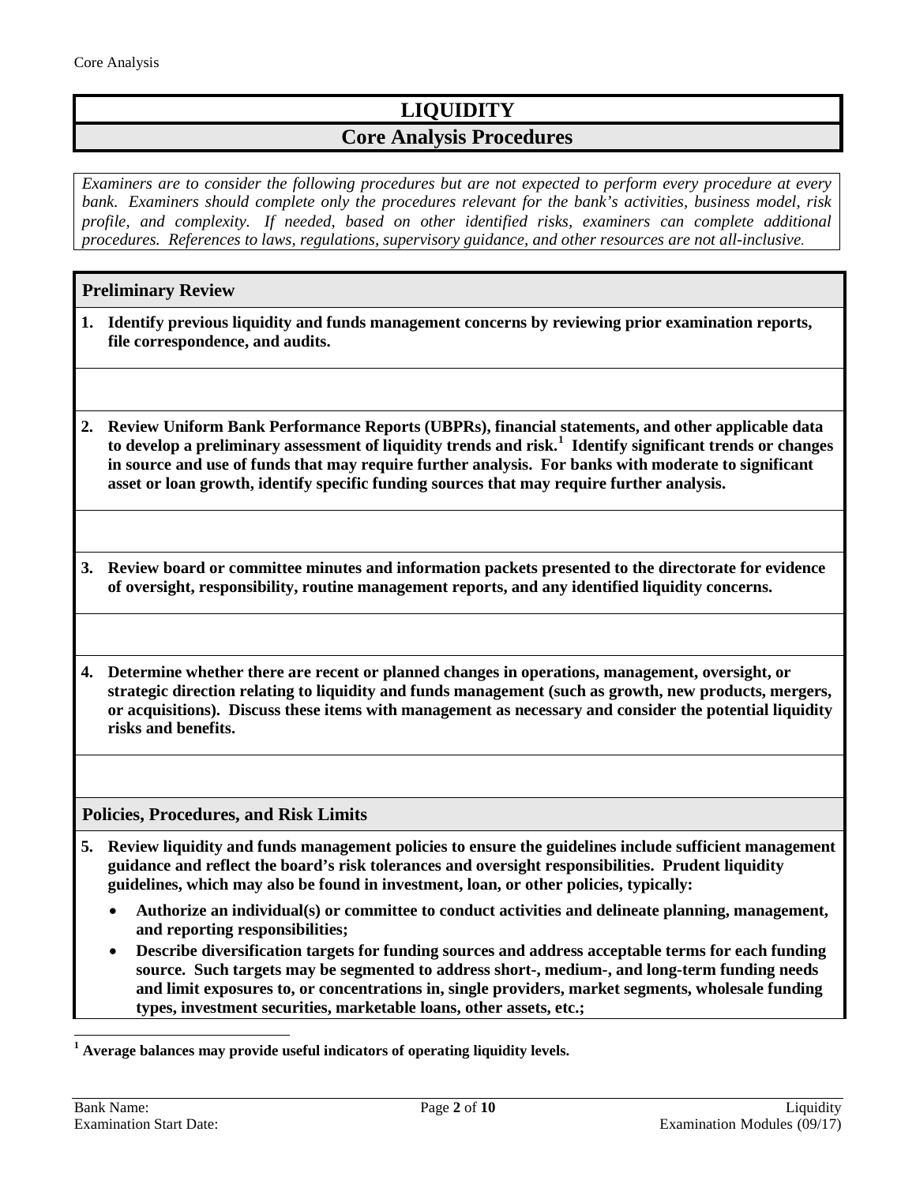# LIQUIDITY

## Core Analysis Procedures

*Examiners are to consider the following procedures but are not expected to perform every procedure at every bank. Examiners should complete only the procedures relevant for the bank's activities, business model, risk profile, and complexity. If needed, based on other identified risks, examiners can complete additional procedures. References to laws, regulations, supervisory guidance, and other resources are not all-inclusive.*

### Preliminary Review

**1. Identify previous liquidity and funds management concerns by reviewing prior examination reports, file correspondence, and audits.**

**2. Review Uniform Bank Performance Reports (UBPRs), financial statements, and other applicable data to develop a preliminary assessment of liquidity trends and risk.[1] Identify significant trends or changes in source and use of funds that may require further analysis. For banks with moderate to significant asset or loan growth, identify specific funding sources that may require further analysis.**

**3. Review board or committee minutes and information packets presented to the directorate for evidence of oversight, responsibility, routine management reports, and any identified liquidity concerns.**

**4. Determine whether there are recent or planned changes in operations, management, oversight, or strategic direction relating to liquidity and funds management (such as growth, new products, mergers, or acquisitions). Discuss these items with management as necessary and consider the potential liquidity risks and benefits.**

### Policies, Procedures, and Risk Limits

**5. Review liquidity and funds management policies to ensure the guidelines include sufficient management guidance and reflect the board's risk tolerances and oversight responsibilities. Prudent liquidity guidelines, which may also be found in investment, loan, or other policies, typically:**

- **Authorize an individual(s) or committee to conduct activities and delineate planning, management, and reporting responsibilities;**
- **Describe diversification targets for funding sources and address acceptable terms for each funding source. Such targets may be segmented to address short-, medium-, and long-term funding needs and limit exposures to, or concentrations in, single providers, market segments, wholesale funding types, investment securities, marketable loans, other assets, etc.;**

---

**[1] Average balances may provide useful indicators of operating liquidity levels.**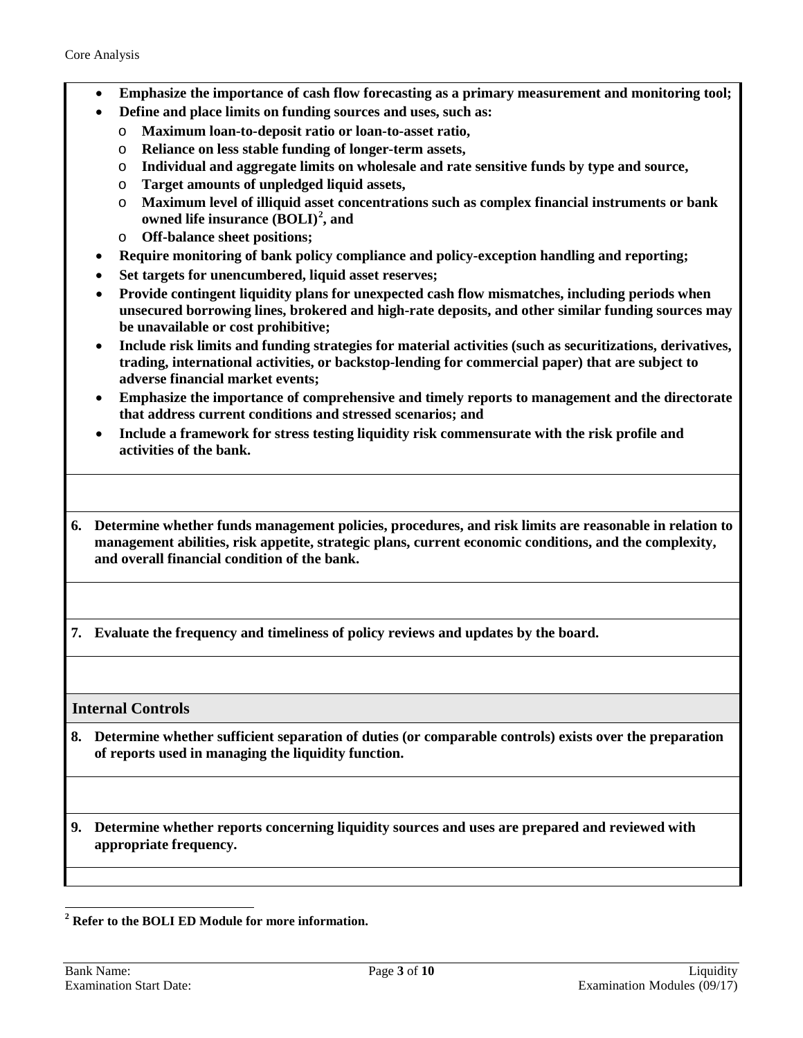- **Emphasize the importance of cash flow forecasting as a primary measurement and monitoring tool;**
- **Define and place limits on funding sources and uses, such as:**
  - **Maximum loan-to-deposit ratio or loan-to-asset ratio,**
  - **Reliance on less stable funding of longer-term assets,**
  - **Individual and aggregate limits on wholesale and rate sensitive funds by type and source,**
  - **Target amounts of unpledged liquid assets,**
  - **Maximum level of illiquid asset concentrations such as complex financial instruments or bank owned life insurance (BOLI)[2], and**
  - **Off-balance sheet positions;**
- **Require monitoring of bank policy compliance and policy-exception handling and reporting;**
- **Set targets for unencumbered, liquid asset reserves;**
- **Provide contingent liquidity plans for unexpected cash flow mismatches, including periods when unsecured borrowing lines, brokered and high-rate deposits, and other similar funding sources may be unavailable or cost prohibitive;**
- **Include risk limits and funding strategies for material activities (such as securitizations, derivatives, trading, international activities, or backstop-lending for commercial paper) that are subject to adverse financial market events;**
- **Emphasize the importance of comprehensive and timely reports to management and the directorate that address current conditions and stressed scenarios; and**
- **Include a framework for stress testing liquidity risk commensurate with the risk profile and activities of the bank.**

**6. Determine whether funds management policies, procedures, and risk limits are reasonable in relation to management abilities, risk appetite, strategic plans, current economic conditions, and the complexity, and overall financial condition of the bank.**

**7. Evaluate the frequency and timeliness of policy reviews and updates by the board.**

## Internal Controls

**8. Determine whether sufficient separation of duties (or comparable controls) exists over the preparation of reports used in managing the liquidity function.**

**9. Determine whether reports concerning liquidity sources and uses are prepared and reviewed with appropriate frequency.**

---

**[2] Refer to the BOLI ED Module for more information.**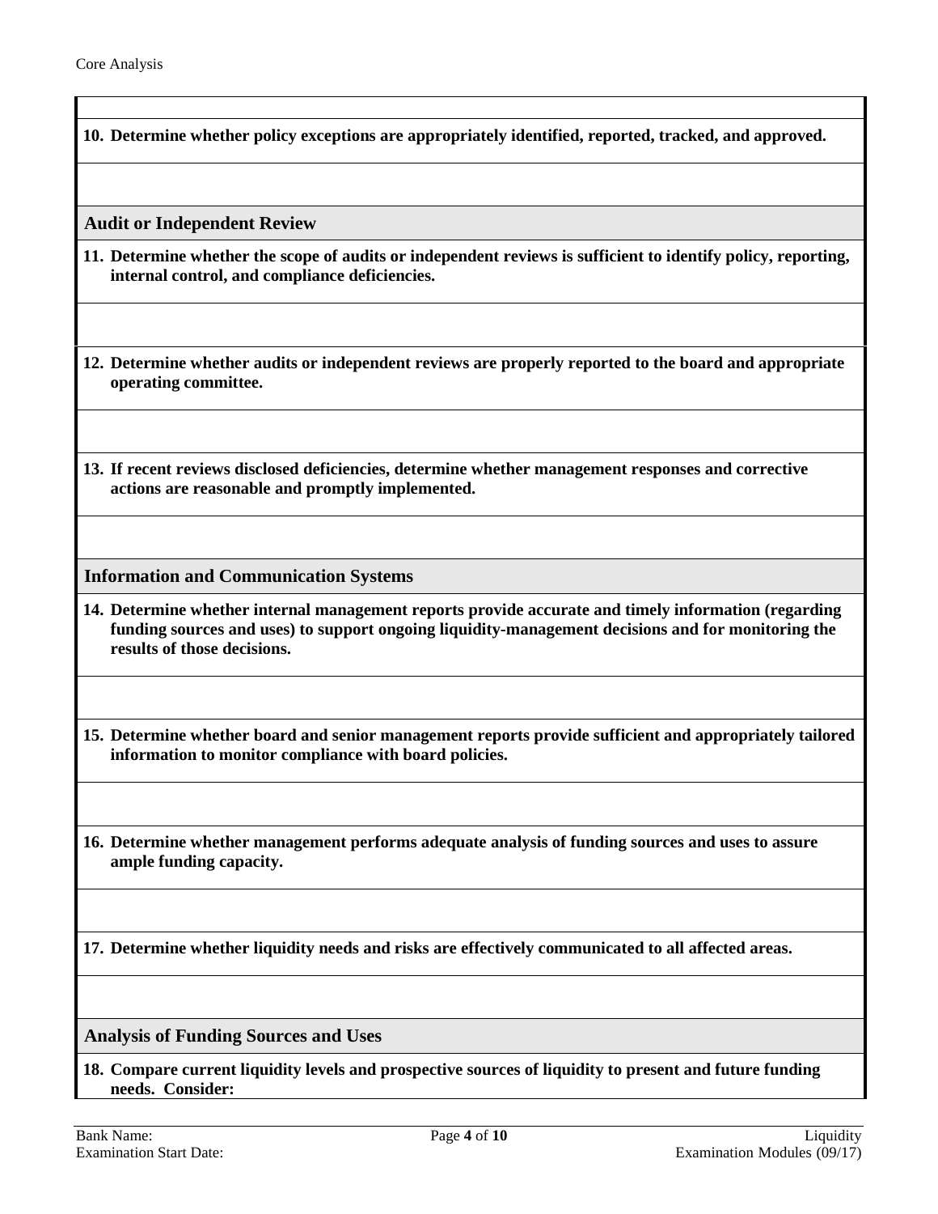**10. Determine whether policy exceptions are appropriately identified, reported, tracked, and approved.**

## Audit or Independent Review

**11. Determine whether the scope of audits or independent reviews is sufficient to identify policy, reporting, internal control, and compliance deficiencies.**

**12. Determine whether audits or independent reviews are properly reported to the board and appropriate operating committee.**

**13. If recent reviews disclosed deficiencies, determine whether management responses and corrective actions are reasonable and promptly implemented.**

## Information and Communication Systems

**14. Determine whether internal management reports provide accurate and timely information (regarding funding sources and uses) to support ongoing liquidity-management decisions and for monitoring the results of those decisions.**

**15. Determine whether board and senior management reports provide sufficient and appropriately tailored information to monitor compliance with board policies.**

**16. Determine whether management performs adequate analysis of funding sources and uses to assure ample funding capacity.**

**17. Determine whether liquidity needs and risks are effectively communicated to all affected areas.**

## Analysis of Funding Sources and Uses

**18. Compare current liquidity levels and prospective sources of liquidity to present and future funding needs. Consider:**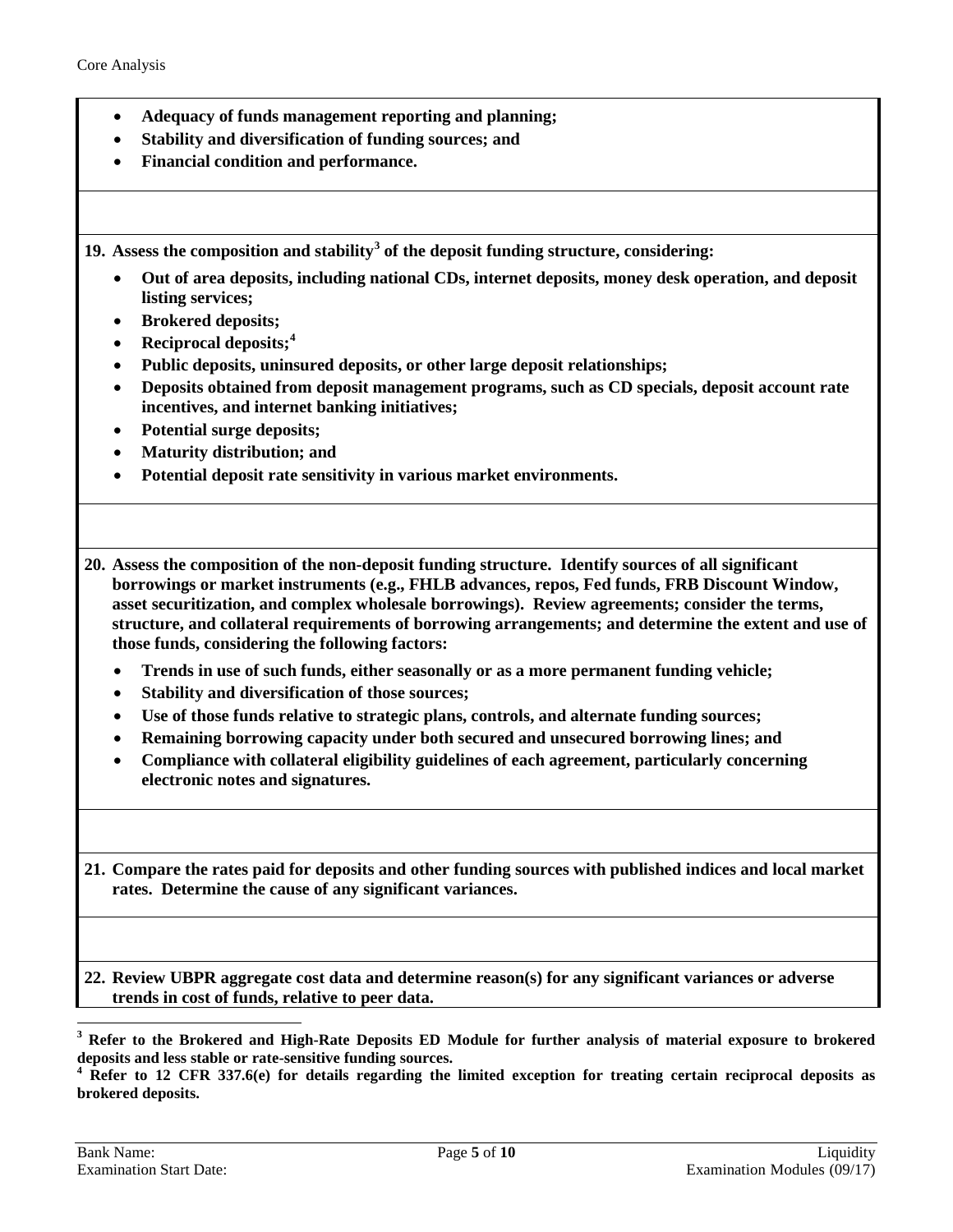- **Adequacy of funds management reporting and planning;**
- **Stability and diversification of funding sources; and**
- **Financial condition and performance.**

**19. Assess the composition and stability[3] of the deposit funding structure, considering:**

- **Out of area deposits, including national CDs, internet deposits, money desk operation, and deposit listing services;**
- **Brokered deposits;**
- **Reciprocal deposits;[4]**
- **Public deposits, uninsured deposits, or other large deposit relationships;**
- **Deposits obtained from deposit management programs, such as CD specials, deposit account rate incentives, and internet banking initiatives;**
- **Potential surge deposits;**
- **Maturity distribution; and**
- **Potential deposit rate sensitivity in various market environments.**

**20. Assess the composition of the non-deposit funding structure. Identify sources of all significant borrowings or market instruments (e.g., FHLB advances, repos, Fed funds, FRB Discount Window, asset securitization, and complex wholesale borrowings). Review agreements; consider the terms, structure, and collateral requirements of borrowing arrangements; and determine the extent and use of those funds, considering the following factors:**

- **Trends in use of such funds, either seasonally or as a more permanent funding vehicle;**
- **Stability and diversification of those sources;**
- **Use of those funds relative to strategic plans, controls, and alternate funding sources;**
- **Remaining borrowing capacity under both secured and unsecured borrowing lines; and**
- **Compliance with collateral eligibility guidelines of each agreement, particularly concerning electronic notes and signatures.**

**21. Compare the rates paid for deposits and other funding sources with published indices and local market rates. Determine the cause of any significant variances.**

**22. Review UBPR aggregate cost data and determine reason(s) for any significant variances or adverse trends in cost of funds, relative to peer data.**

---

[3] **Refer to the Brokered and High-Rate Deposits ED Module for further analysis of material exposure to brokered deposits and less stable or rate-sensitive funding sources.**

[4] **Refer to 12 CFR 337.6(e) for details regarding the limited exception for treating certain reciprocal deposits as brokered deposits.**

Bank Name:
Examination Start Date: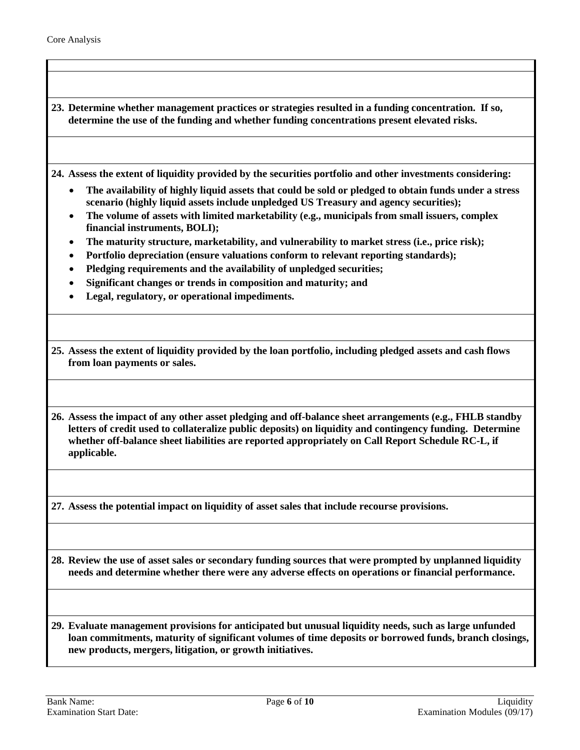**23. Determine whether management practices or strategies resulted in a funding concentration. If so, determine the use of the funding and whether funding concentrations present elevated risks.**

**24. Assess the extent of liquidity provided by the securities portfolio and other investments considering:**

- **The availability of highly liquid assets that could be sold or pledged to obtain funds under a stress scenario (highly liquid assets include unpledged US Treasury and agency securities);**
- **The volume of assets with limited marketability (e.g., municipals from small issuers, complex financial instruments, BOLI);**
- **The maturity structure, marketability, and vulnerability to market stress (i.e., price risk);**
- **Portfolio depreciation (ensure valuations conform to relevant reporting standards);**
- **Pledging requirements and the availability of unpledged securities;**
- **Significant changes or trends in composition and maturity; and**
- **Legal, regulatory, or operational impediments.**

**25. Assess the extent of liquidity provided by the loan portfolio, including pledged assets and cash flows from loan payments or sales.**

**26. Assess the impact of any other asset pledging and off-balance sheet arrangements (e.g., FHLB standby letters of credit used to collateralize public deposits) on liquidity and contingency funding. Determine whether off-balance sheet liabilities are reported appropriately on Call Report Schedule RC-L, if applicable.**

**27. Assess the potential impact on liquidity of asset sales that include recourse provisions.**

**28. Review the use of asset sales or secondary funding sources that were prompted by unplanned liquidity needs and determine whether there were any adverse effects on operations or financial performance.**

**29. Evaluate management provisions for anticipated but unusual liquidity needs, such as large unfunded loan commitments, maturity of significant volumes of time deposits or borrowed funds, branch closings, new products, mergers, litigation, or growth initiatives.**

Bank Name:
Examination Start Date: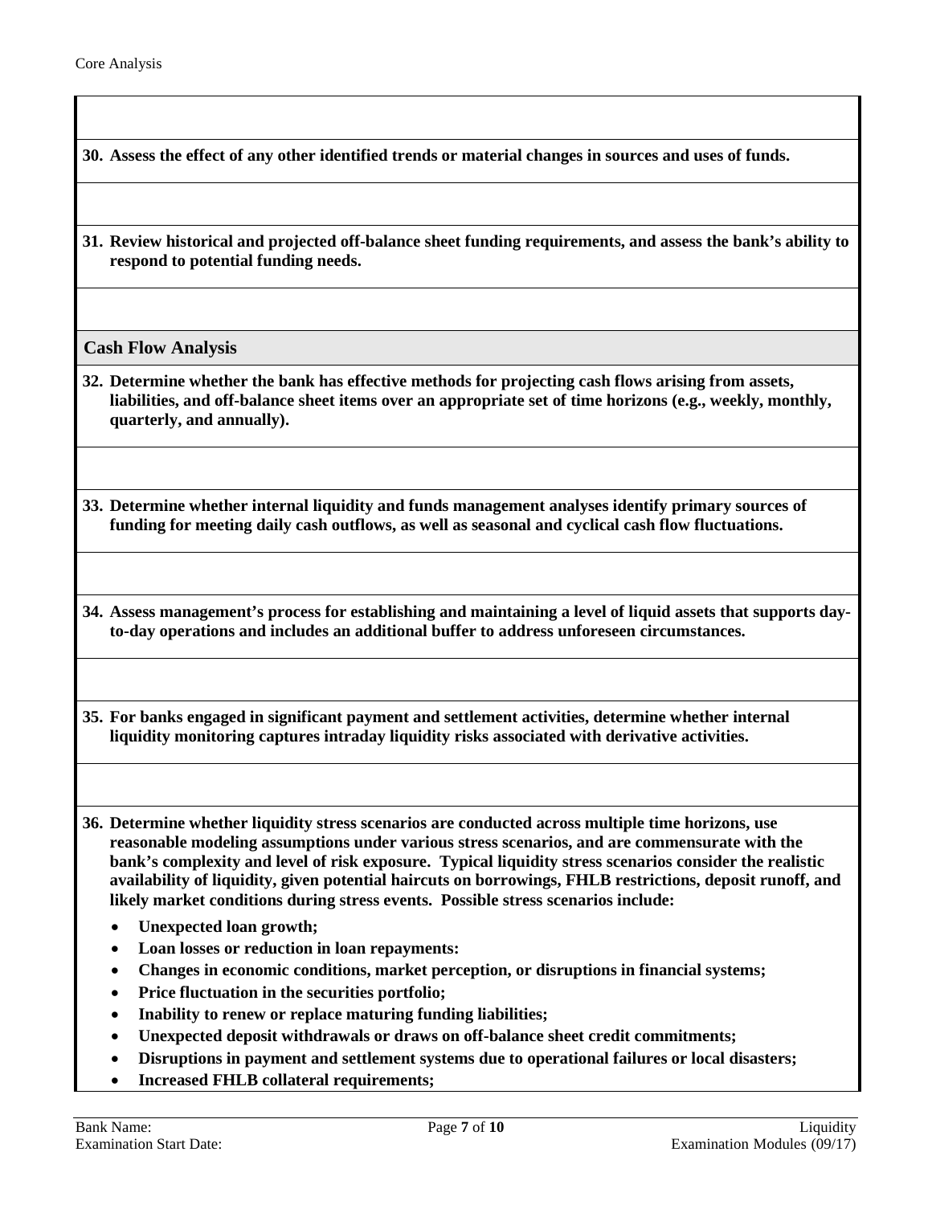**30. Assess the effect of any other identified trends or material changes in sources and uses of funds.**

**31. Review historical and projected off-balance sheet funding requirements, and assess the bank's ability to respond to potential funding needs.**

## Cash Flow Analysis

**32. Determine whether the bank has effective methods for projecting cash flows arising from assets, liabilities, and off-balance sheet items over an appropriate set of time horizons (e.g., weekly, monthly, quarterly, and annually).**

**33. Determine whether internal liquidity and funds management analyses identify primary sources of funding for meeting daily cash outflows, as well as seasonal and cyclical cash flow fluctuations.**

**34. Assess management's process for establishing and maintaining a level of liquid assets that supports day-to-day operations and includes an additional buffer to address unforeseen circumstances.**

**35. For banks engaged in significant payment and settlement activities, determine whether internal liquidity monitoring captures intraday liquidity risks associated with derivative activities.**

**36. Determine whether liquidity stress scenarios are conducted across multiple time horizons, use reasonable modeling assumptions under various stress scenarios, and are commensurate with the bank's complexity and level of risk exposure. Typical liquidity stress scenarios consider the realistic availability of liquidity, given potential haircuts on borrowings, FHLB restrictions, deposit runoff, and likely market conditions during stress events. Possible stress scenarios include:**

- **Unexpected loan growth;**
- **Loan losses or reduction in loan repayments:**
- **Changes in economic conditions, market perception, or disruptions in financial systems;**
- **Price fluctuation in the securities portfolio;**
- **Inability to renew or replace maturing funding liabilities;**
- **Unexpected deposit withdrawals or draws on off-balance sheet credit commitments;**
- **Disruptions in payment and settlement systems due to operational failures or local disasters;**
- **Increased FHLB collateral requirements;**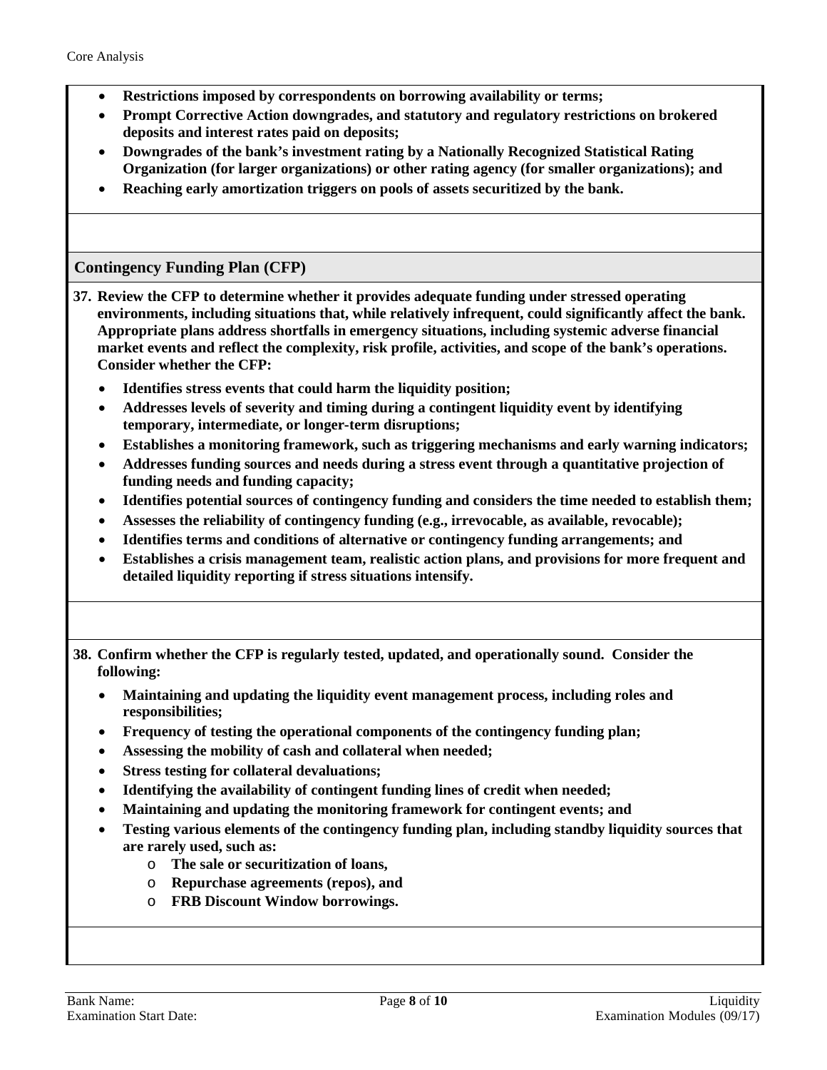- **Restrictions imposed by correspondents on borrowing availability or terms;**
- **Prompt Corrective Action downgrades, and statutory and regulatory restrictions on brokered deposits and interest rates paid on deposits;**
- **Downgrades of the bank's investment rating by a Nationally Recognized Statistical Rating Organization (for larger organizations) or other rating agency (for smaller organizations); and**
- **Reaching early amortization triggers on pools of assets securitized by the bank.**

## Contingency Funding Plan (CFP)

**37. Review the CFP to determine whether it provides adequate funding under stressed operating environments, including situations that, while relatively infrequent, could significantly affect the bank. Appropriate plans address shortfalls in emergency situations, including systemic adverse financial market events and reflect the complexity, risk profile, activities, and scope of the bank's operations. Consider whether the CFP:**

- **Identifies stress events that could harm the liquidity position;**
- **Addresses levels of severity and timing during a contingent liquidity event by identifying temporary, intermediate, or longer-term disruptions;**
- **Establishes a monitoring framework, such as triggering mechanisms and early warning indicators;**
- **Addresses funding sources and needs during a stress event through a quantitative projection of funding needs and funding capacity;**
- **Identifies potential sources of contingency funding and considers the time needed to establish them;**
- **Assesses the reliability of contingency funding (e.g., irrevocable, as available, revocable);**
- **Identifies terms and conditions of alternative or contingency funding arrangements; and**
- **Establishes a crisis management team, realistic action plans, and provisions for more frequent and detailed liquidity reporting if stress situations intensify.**

**38. Confirm whether the CFP is regularly tested, updated, and operationally sound. Consider the following:**

- **Maintaining and updating the liquidity event management process, including roles and responsibilities;**
- **Frequency of testing the operational components of the contingency funding plan;**
- **Assessing the mobility of cash and collateral when needed;**
- **Stress testing for collateral devaluations;**
- **Identifying the availability of contingent funding lines of credit when needed;**
- **Maintaining and updating the monitoring framework for contingent events; and**
- **Testing various elements of the contingency funding plan, including standby liquidity sources that are rarely used, such as:**
  - **The sale or securitization of loans,**
  - **Repurchase agreements (repos), and**
  - **FRB Discount Window borrowings.**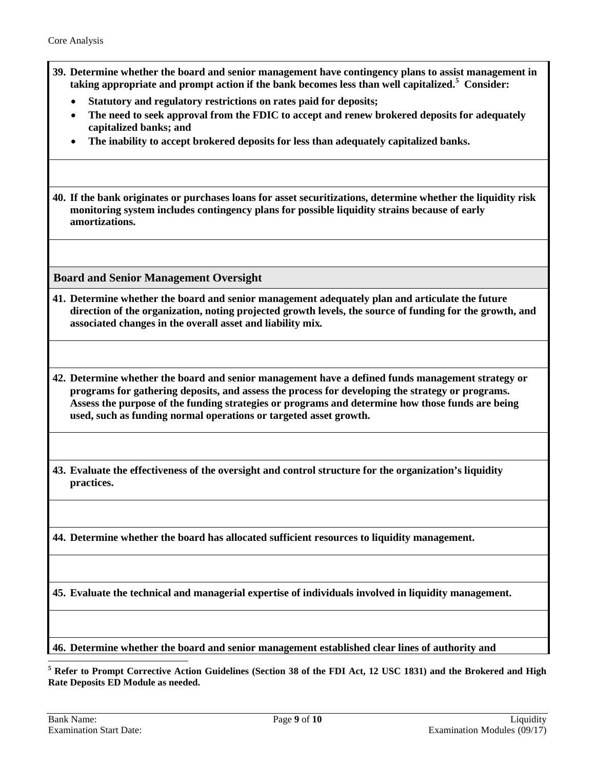**39. Determine whether the board and senior management have contingency plans to assist management in taking appropriate and prompt action if the bank becomes less than well capitalized.[5] Consider:**

- **Statutory and regulatory restrictions on rates paid for deposits;**
- **The need to seek approval from the FDIC to accept and renew brokered deposits for adequately capitalized banks; and**
- **The inability to accept brokered deposits for less than adequately capitalized banks.**

**40. If the bank originates or purchases loans for asset securitizations, determine whether the liquidity risk monitoring system includes contingency plans for possible liquidity strains because of early amortizations.**

## Board and Senior Management Oversight

**41. Determine whether the board and senior management adequately plan and articulate the future direction of the organization, noting projected growth levels, the source of funding for the growth, and associated changes in the overall asset and liability mix.**

**42. Determine whether the board and senior management have a defined funds management strategy or programs for gathering deposits, and assess the process for developing the strategy or programs. Assess the purpose of the funding strategies or programs and determine how those funds are being used, such as funding normal operations or targeted asset growth.**

**43. Evaluate the effectiveness of the oversight and control structure for the organization's liquidity practices.**

**44. Determine whether the board has allocated sufficient resources to liquidity management.**

**45. Evaluate the technical and managerial expertise of individuals involved in liquidity management.**

**46. Determine whether the board and senior management established clear lines of authority and**

---

[5] **Refer to Prompt Corrective Action Guidelines (Section 38 of the FDI Act, 12 USC 1831) and the Brokered and High Rate Deposits ED Module as needed.**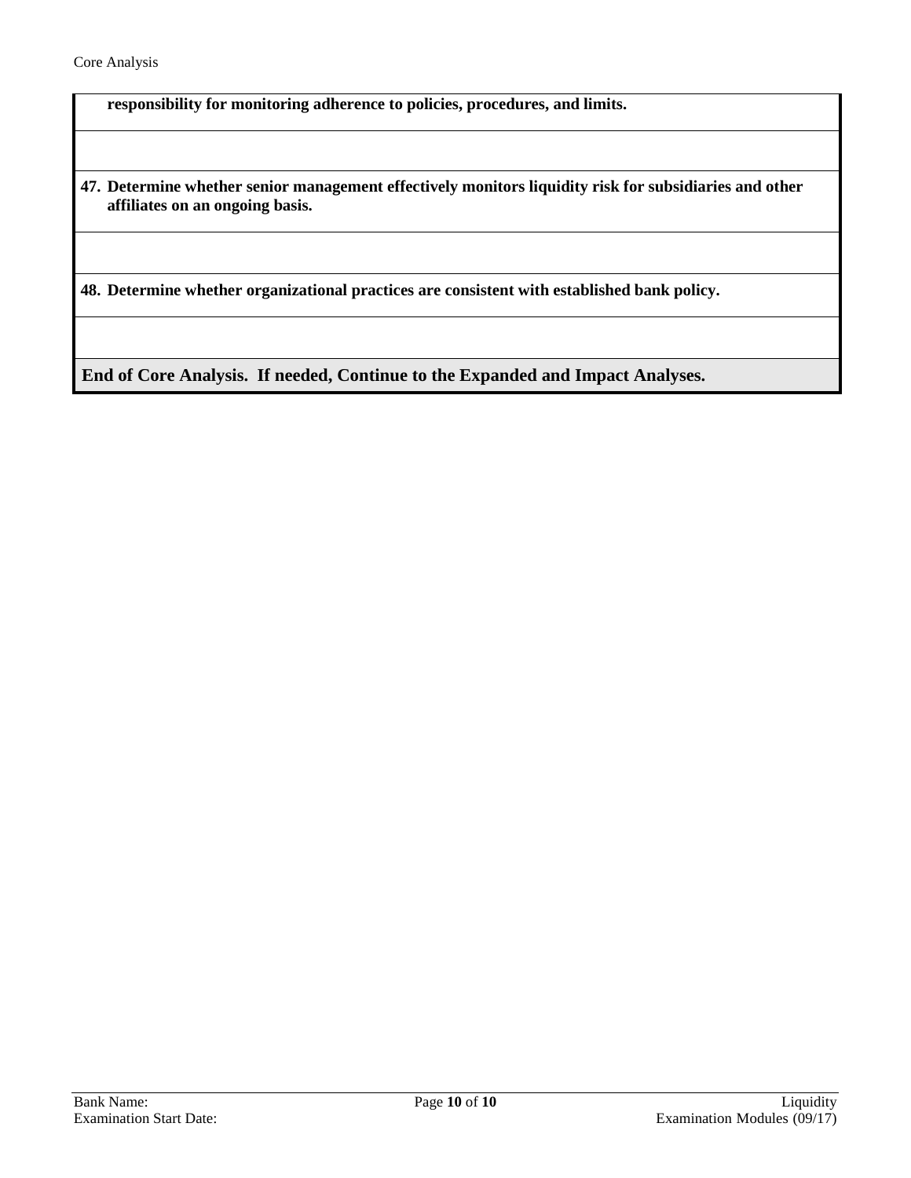**responsibility for monitoring adherence to policies, procedures, and limits.**

**47. Determine whether senior management effectively monitors liquidity risk for subsidiaries and other affiliates on an ongoing basis.**

**48. Determine whether organizational practices are consistent with established bank policy.**

**End of Core Analysis. If needed, Continue to the Expanded and Impact Analyses.**